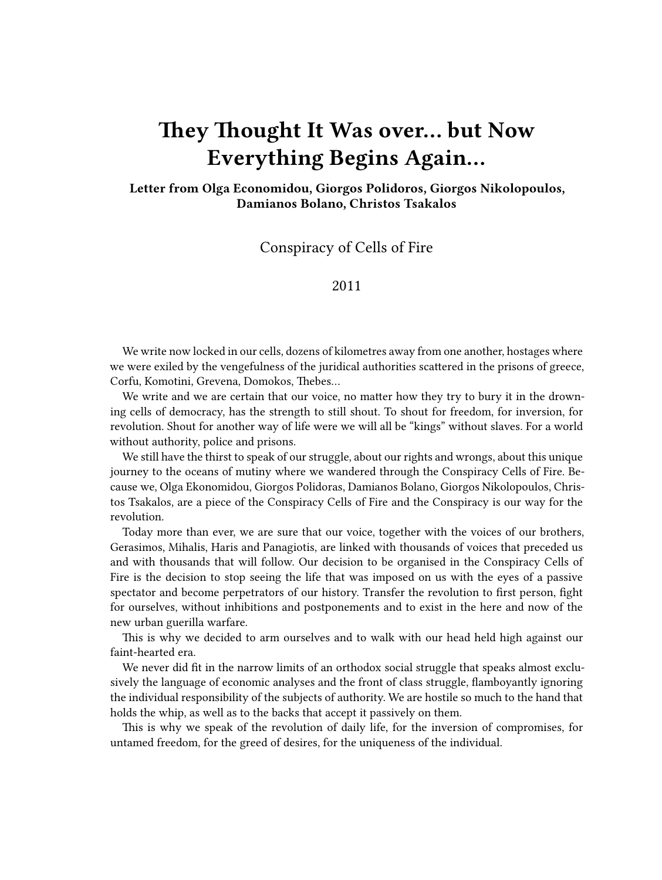# They Thought It Was over... but Now Everything Begins Again...

**Letter from Olga Economidou, Giorgos Polidoros, Giorgos Nikolopoulos, Damianos Bolano, Christos Tsakalos**

Conspiracy of Cells of Fire

2011

We write now locked in our cells, dozens of kilometres away from one another, hostages where we were exiled by the vengefulness of the juridical authorities scattered in the prisons of greece, Corfu, Komotini, Grevena, Domokos, Thebes…

We write and we are certain that our voice, no matter how they try to bury it in the drowning cells of democracy, has the strength to still shout. To shout for freedom, for inversion, for revolution. Shout for another way of life were we will all be "kings" without slaves. For a world without authority, police and prisons.

We still have the thirst to speak of our struggle, about our rights and wrongs, about this unique journey to the oceans of mutiny where we wandered through the Conspiracy Cells of Fire. Because we, Olga Ekonomidou, Giorgos Polidoras, Damianos Bolano, Giorgos Nikolopoulos, Christos Tsakalos, are a piece of the Conspiracy Cells of Fire and the Conspiracy is our way for the revolution.

Today more than ever, we are sure that our voice, together with the voices of our brothers, Gerasimos, Mihalis, Haris and Panagiotis, are linked with thousands of voices that preceded us and with thousands that will follow. Our decision to be organised in the Conspiracy Cells of Fire is the decision to stop seeing the life that was imposed on us with the eyes of a passive spectator and become perpetrators of our history. Transfer the revolution to first person, fight for ourselves, without inhibitions and postponements and to exist in the here and now of the new urban guerilla warfare.

This is why we decided to arm ourselves and to walk with our head held high against our faint-hearted era.

We never did fit in the narrow limits of an orthodox social struggle that speaks almost exclusively the language of economic analyses and the front of class struggle, flamboyantly ignoring the individual responsibility of the subjects of authority. We are hostile so much to the hand that holds the whip, as well as to the backs that accept it passively on them.

This is why we speak of the revolution of daily life, for the inversion of compromises, for untamed freedom, for the greed of desires, for the uniqueness of the individual.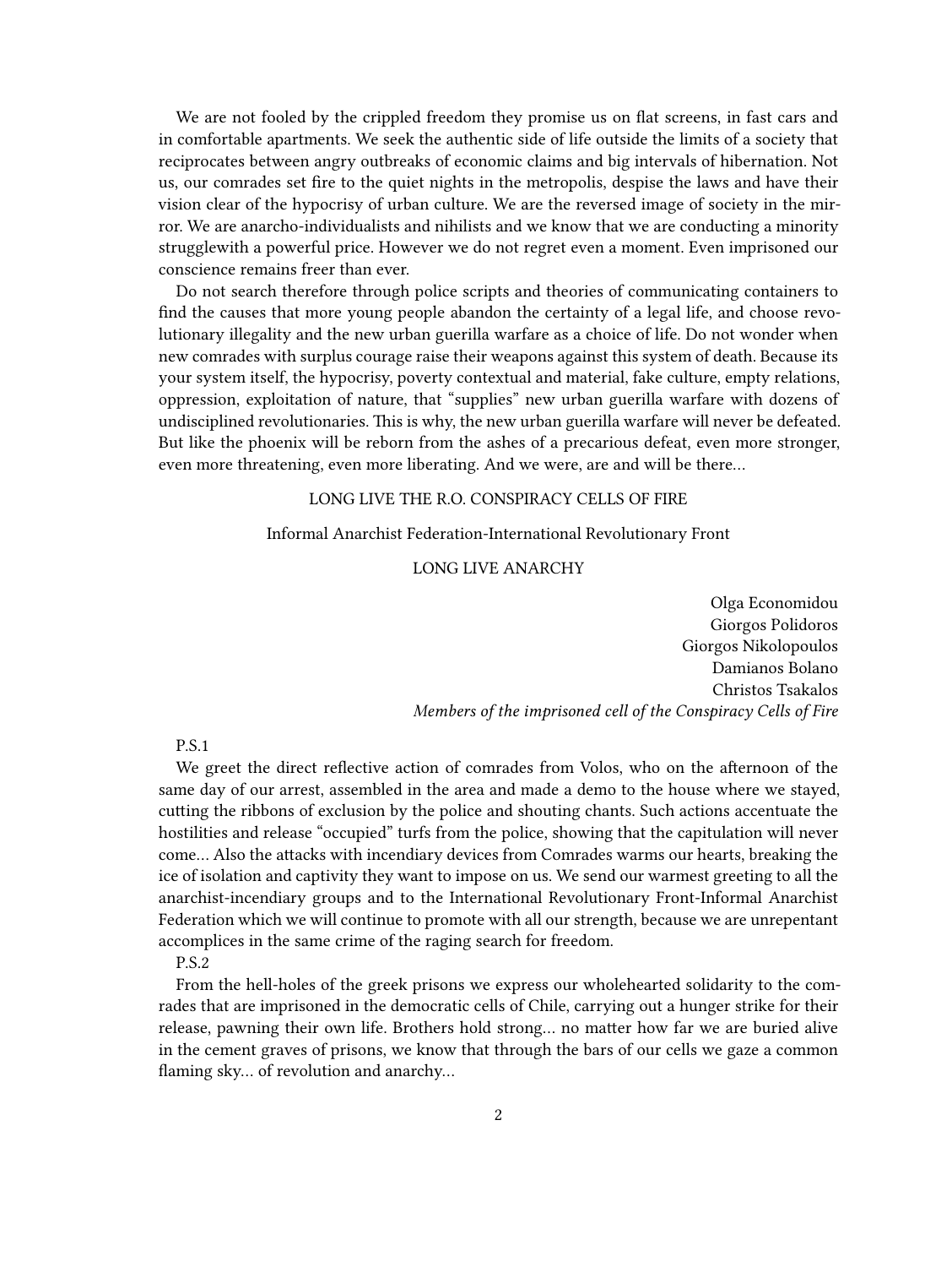We are not fooled by the crippled freedom they promise us on flat screens, in fast cars and in comfortable apartments. We seek the authentic side of life outside the limits of a society that reciprocates between angry outbreaks of economic claims and big intervals of hibernation. Not us, our comrades set fire to the quiet nights in the metropolis, despise the laws and have their vision clear of the hypocrisy of urban culture. We are the reversed image of society in the mirror. We are anarcho-individualists and nihilists and we know that we are conducting a minority strugglewith a powerful price. However we do not regret even a moment. Even imprisoned our conscience remains freer than ever.

Do not search therefore through police scripts and theories of communicating containers to find the causes that more young people abandon the certainty of a legal life, and choose revolutionary illegality and the new urban guerilla warfare as a choice of life. Do not wonder when new comrades with surplus courage raise their weapons against this system of death. Because its your system itself, the hypocrisy, poverty contextual and material, fake culture, empty relations, oppression, exploitation of nature, that "supplies" new urban guerilla warfare with dozens of undisciplined revolutionaries. This is why, the new urban guerilla warfare will never be defeated. But like the phoenix will be reborn from the ashes of a precarious defeat, even more stronger, even more threatening, even more liberating. And we were, are and will be there…

LONG LIVE THE R.O. CONSPIRACY CELLS OF FIRE

Informal Anarchist Federation-International Revolutionary Front

LONG LIVE ANARCHY

Olga Economidou
Giorgos Polidoros
Giorgos Nikolopoulos
Damianos Bolano
Christos Tsakalos
*Members of the imprisoned cell of the Conspiracy Cells of Fire*

P.S.1

We greet the direct reflective action of comrades from Volos, who on the afternoon of the same day of our arrest, assembled in the area and made a demo to the house where we stayed, cutting the ribbons of exclusion by the police and shouting chants. Such actions accentuate the hostilities and release "occupied" turfs from the police, showing that the capitulation will never come… Also the attacks with incendiary devices from Comrades warms our hearts, breaking the ice of isolation and captivity they want to impose on us. We send our warmest greeting to all the anarchist-incendiary groups and to the International Revolutionary Front-Informal Anarchist Federation which we will continue to promote with all our strength, because we are unrepentant accomplices in the same crime of the raging search for freedom.

P.S.2

From the hell-holes of the greek prisons we express our wholehearted solidarity to the comrades that are imprisoned in the democratic cells of Chile, carrying out a hunger strike for their release, pawning their own life. Brothers hold strong… no matter how far we are buried alive in the cement graves of prisons, we know that through the bars of our cells we gaze a common flaming sky… of revolution and anarchy…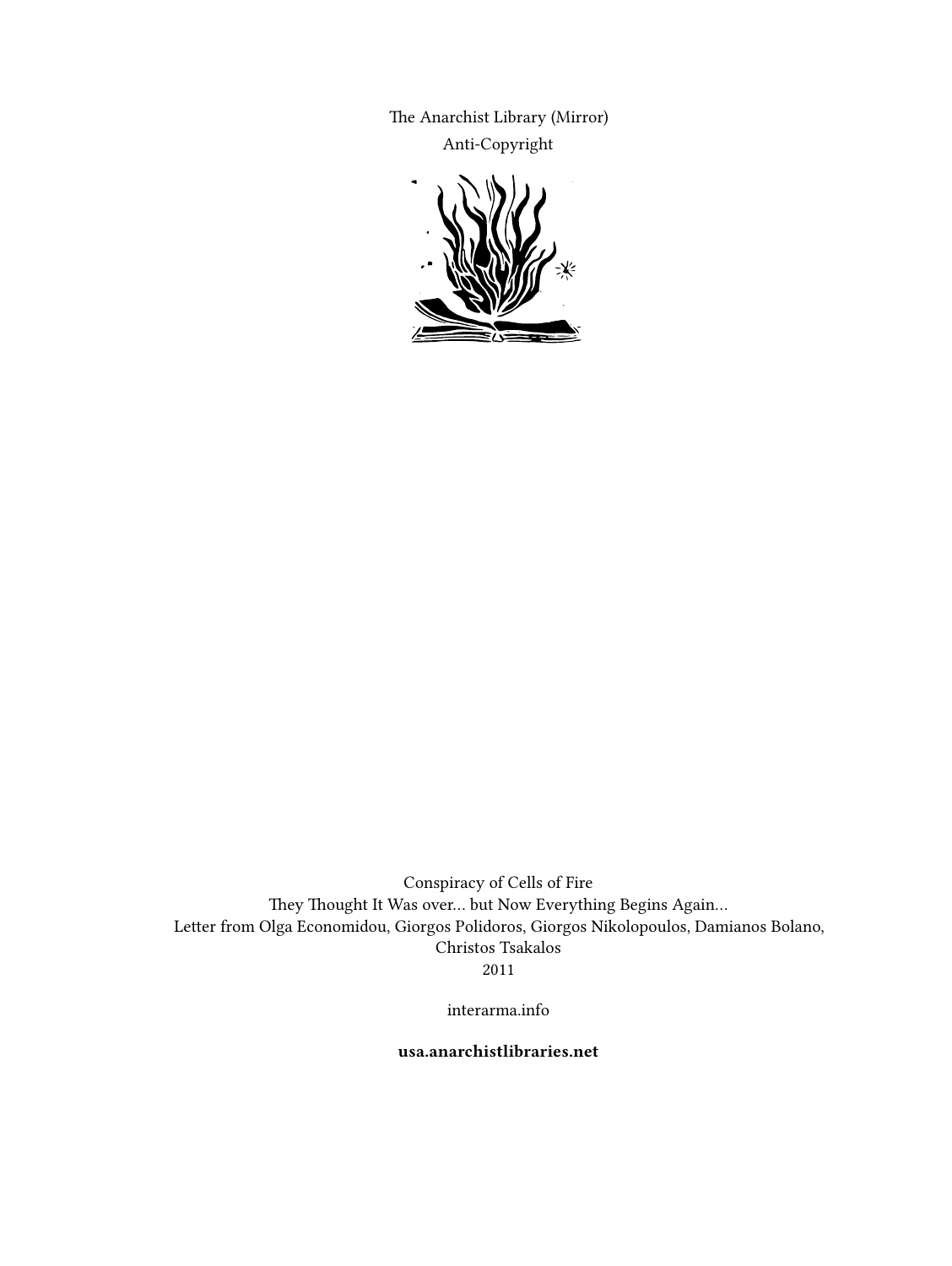The Anarchist Library (Mirror)
Anti-Copyright

Conspiracy of Cells of Fire
They Thought It Was over… but Now Everything Begins Again…
Letter from Olga Economidou, Giorgos Polidoros, Giorgos Nikolopoulos, Damianos Bolano, Christos Tsakalos
2011

interarma.info

**usa.anarchistlibraries.net**